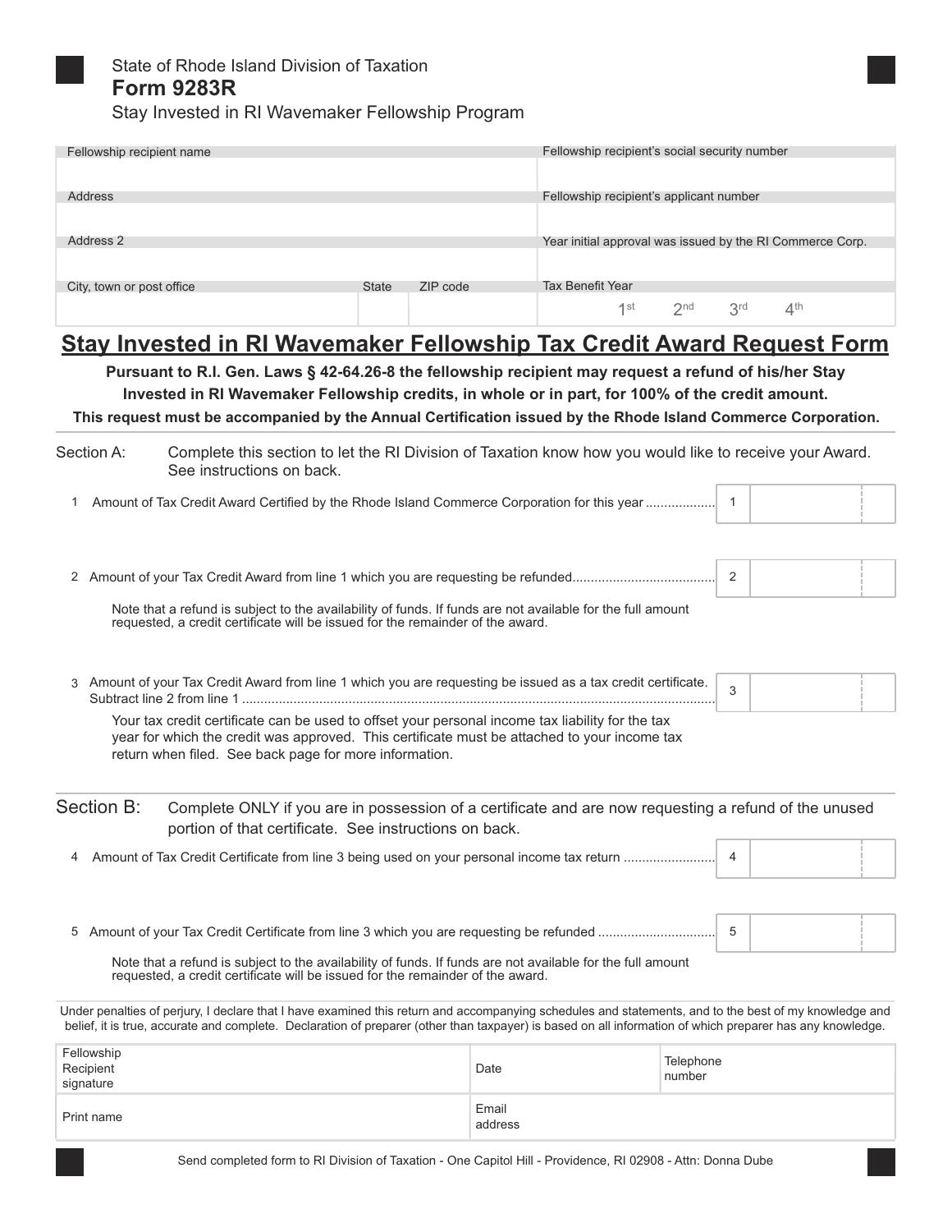State of Rhode Island Division of Taxation

# Form 9283R

Stay Invested in RI Wavemaker Fellowship Program

| Fellowship recipient name | | | Fellowship recipient's social security number |
|---|---|---|---|
| | | | |
| **Address** | | | **Fellowship recipient's applicant number** |
| | | | |
| **Address 2** | | | **Year initial approval was issued by the RI Commerce Corp.** |
| | | | |
| **City, town or post office** | **State** | **ZIP code** | **Tax Benefit Year** |
| | | | 1st 2nd 3rd 4th |

## Stay Invested in RI Wavemaker Fellowship Tax Credit Award Request Form

**Pursuant to R.I. Gen. Laws § 42-64.26-8 the fellowship recipient may request a refund of his/her Stay Invested in RI Wavemaker Fellowship credits, in whole or in part, for 100% of the credit amount.**

**This request must be accompanied by the Annual Certification issued by the Rhode Island Commerce Corporation.**

Section A: Complete this section to let the RI Division of Taxation know how you would like to receive your Award. See instructions on back.

1 Amount of Tax Credit Award Certified by the Rhode Island Commerce Corporation for this year .................. 1 \_\_\_\_\_\_\_\_

2 Amount of your Tax Credit Award from line 1 which you are requesting be refunded...................................... 2 \_\_\_\_\_\_\_\_

Note that a refund is subject to the availability of funds. If funds are not available for the full amount requested, a credit certificate will be issued for the remainder of the award.

3 Amount of your Tax Credit Award from line 1 which you are requesting be issued as a tax credit certificate. Subtract line 2 from line 1 ........................................................................................................................ 3 \_\_\_\_\_\_\_\_

Your tax credit certificate can be used to offset your personal income tax liability for the tax year for which the credit was approved. This certificate must be attached to your income tax return when filed. See back page for more information.

Section B: Complete ONLY if you are in possession of a certificate and are now requesting a refund of the unused portion of that certificate. See instructions on back.

4 Amount of Tax Credit Certificate from line 3 being used on your personal income tax return ......................... 4 \_\_\_\_\_\_\_\_

5 Amount of your Tax Credit Certificate from line 3 which you are requesting be refunded ............................... 5 \_\_\_\_\_\_\_\_

Note that a refund is subject to the availability of funds. If funds are not available for the full amount requested, a credit certificate will be issued for the remainder of the award.

Under penalties of perjury, I declare that I have examined this return and accompanying schedules and statements, and to the best of my knowledge and belief, it is true, accurate and complete. Declaration of preparer (other than taxpayer) is based on all information of which preparer has any knowledge.

| Fellowship Recipient signature | Date | Telephone number |
|---|---|---|
| Print name | Email address | |

Send completed form to RI Division of Taxation - One Capitol Hill - Providence, RI 02908 - Attn: Donna Dube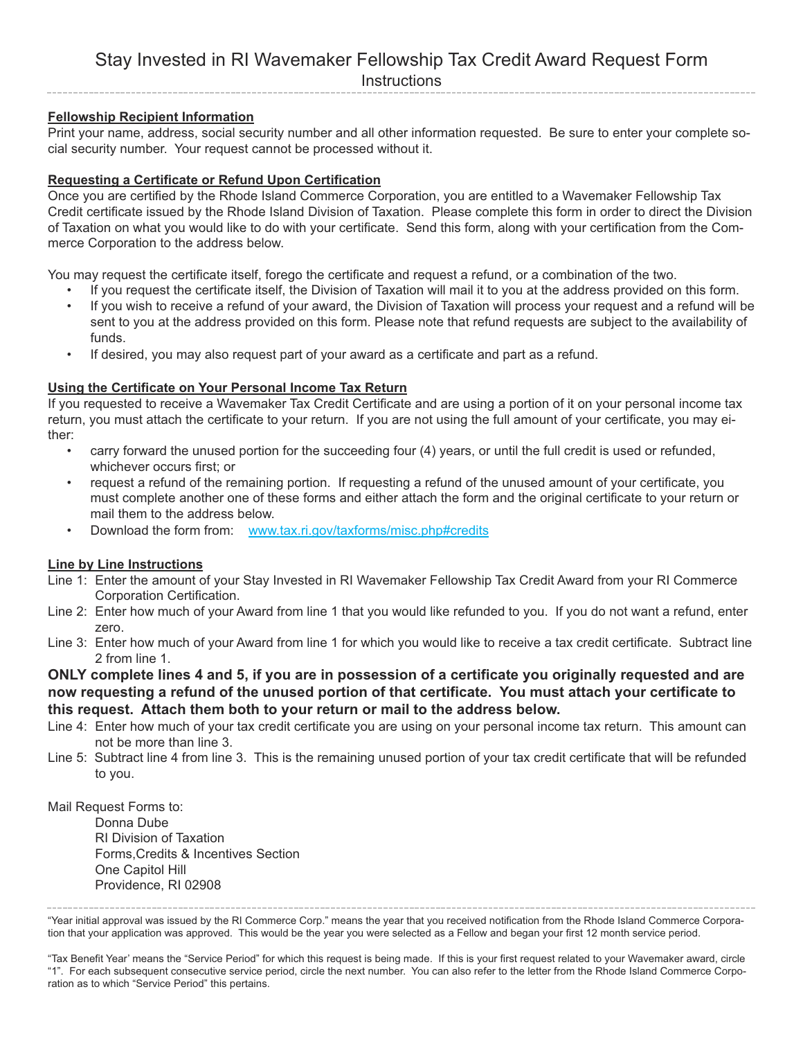# Stay Invested in RI Wavemaker Fellowship Tax Credit Award Request Form

## Instructions

**Fellowship Recipient Information**

Print your name, address, social security number and all other information requested. Be sure to enter your complete social security number. Your request cannot be processed without it.

**Requesting a Certificate or Refund Upon Certification**

Once you are certified by the Rhode Island Commerce Corporation, you are entitled to a Wavemaker Fellowship Tax Credit certificate issued by the Rhode Island Division of Taxation. Please complete this form in order to direct the Division of Taxation on what you would like to do with your certificate. Send this form, along with your certification from the Commerce Corporation to the address below.

You may request the certificate itself, forego the certificate and request a refund, or a combination of the two.

- If you request the certificate itself, the Division of Taxation will mail it to you at the address provided on this form.
- If you wish to receive a refund of your award, the Division of Taxation will process your request and a refund will be sent to you at the address provided on this form. Please note that refund requests are subject to the availability of funds.
- If desired, you may also request part of your award as a certificate and part as a refund.

**Using the Certificate on Your Personal Income Tax Return**

If you requested to receive a Wavemaker Tax Credit Certificate and are using a portion of it on your personal income tax return, you must attach the certificate to your return. If you are not using the full amount of your certificate, you may either:

- carry forward the unused portion for the succeeding four (4) years, or until the full credit is used or refunded, whichever occurs first; or
- request a refund of the remaining portion. If requesting a refund of the unused amount of your certificate, you must complete another one of these forms and either attach the form and the original certificate to your return or mail them to the address below.
- Download the form from: www.tax.ri.gov/taxforms/misc.php#credits

**Line by Line Instructions**

Line 1: Enter the amount of your Stay Invested in RI Wavemaker Fellowship Tax Credit Award from your RI Commerce Corporation Certification.

Line 2: Enter how much of your Award from line 1 that you would like refunded to you. If you do not want a refund, enter zero.

Line 3: Enter how much of your Award from line 1 for which you would like to receive a tax credit certificate. Subtract line 2 from line 1.

**ONLY complete lines 4 and 5, if you are in possession of a certificate you originally requested and are now requesting a refund of the unused portion of that certificate. You must attach your certificate to this request. Attach them both to your return or mail to the address below.**

Line 4: Enter how much of your tax credit certificate you are using on your personal income tax return. This amount can not be more than line 3.

Line 5: Subtract line 4 from line 3. This is the remaining unused portion of your tax credit certificate that will be refunded to you.

Mail Request Forms to:

Donna Dube
RI Division of Taxation
Forms,Credits & Incentives Section
One Capitol Hill
Providence, RI 02908

---

"Year initial approval was issued by the RI Commerce Corp." means the year that you received notification from the Rhode Island Commerce Corporation that your application was approved. This would be the year you were selected as a Fellow and began your first 12 month service period.

"Tax Benefit Year' means the "Service Period" for which this request is being made. If this is your first request related to your Wavemaker award, circle "1". For each subsequent consecutive service period, circle the next number. You can also refer to the letter from the Rhode Island Commerce Corporation as to which "Service Period" this pertains.